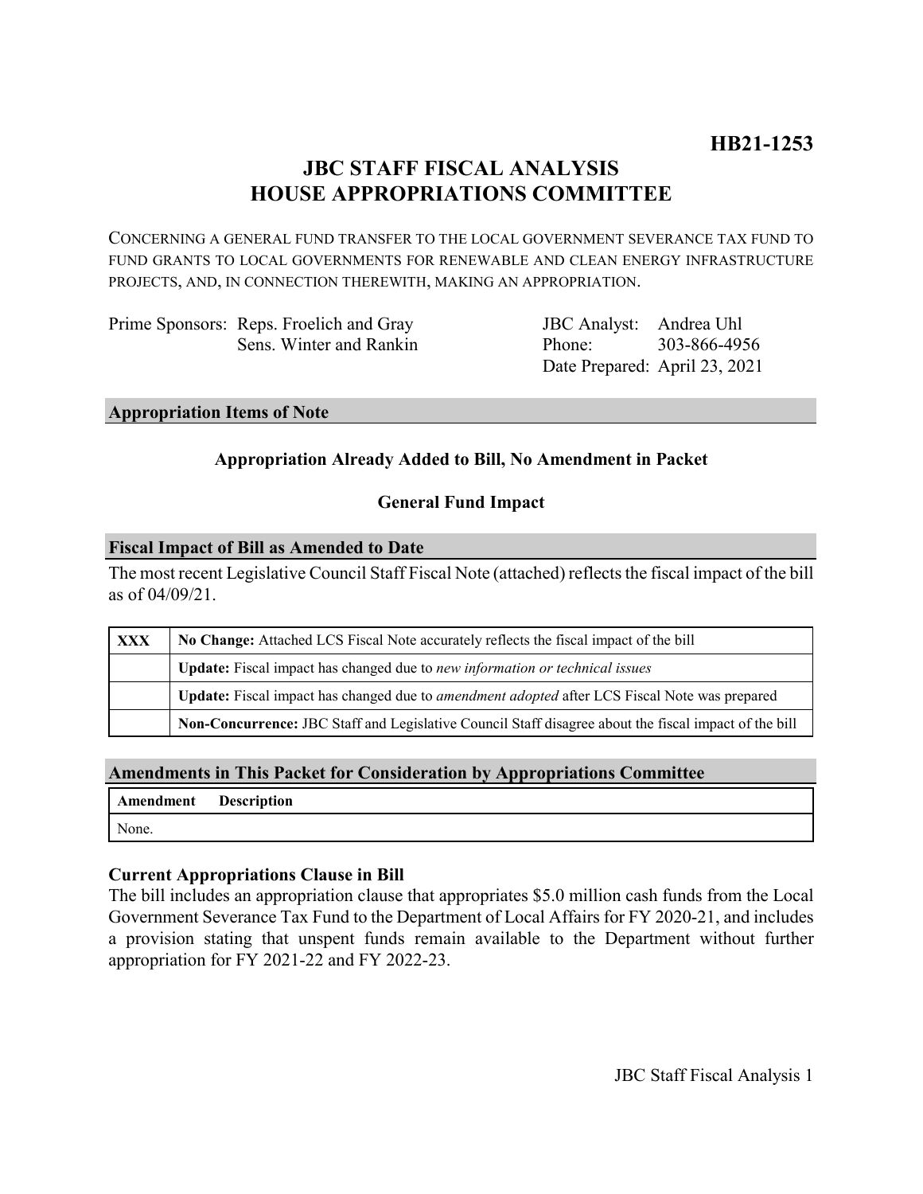**HB21-1253**

# JBC STAFF FISCAL ANALYSIS HOUSE APPROPRIATIONS COMMITTEE

CONCERNING A GENERAL FUND TRANSFER TO THE LOCAL GOVERNMENT SEVERANCE TAX FUND TO FUND GRANTS TO LOCAL GOVERNMENTS FOR RENEWABLE AND CLEAN ENERGY INFRASTRUCTURE PROJECTS, AND, IN CONNECTION THEREWITH, MAKING AN APPROPRIATION.

Prime Sponsors: Reps. Froelich and Gray
Sens. Winter and Rankin

JBC Analyst: Andrea Uhl
Phone: 303-866-4956
Date Prepared: April 23, 2021

## Appropriation Items of Note

**Appropriation Already Added to Bill, No Amendment in Packet**

**General Fund Impact**

## Fiscal Impact of Bill as Amended to Date

The most recent Legislative Council Staff Fiscal Note (attached) reflects the fiscal impact of the bill as of 04/09/21.

| | |
|---|---|
| **XXX** | **No Change:** Attached LCS Fiscal Note accurately reflects the fiscal impact of the bill |
| | **Update:** Fiscal impact has changed due to *new information or technical issues* |
| | **Update:** Fiscal impact has changed due to *amendment adopted* after LCS Fiscal Note was prepared |
| | **Non-Concurrence:** JBC Staff and Legislative Council Staff disagree about the fiscal impact of the bill |

## Amendments in This Packet for Consideration by Appropriations Committee

| Amendment | Description |
|---|---|
| None. | |

### Current Appropriations Clause in Bill

The bill includes an appropriation clause that appropriates $5.0 million cash funds from the Local Government Severance Tax Fund to the Department of Local Affairs for FY 2020-21, and includes a provision stating that unspent funds remain available to the Department without further appropriation for FY 2021-22 and FY 2022-23.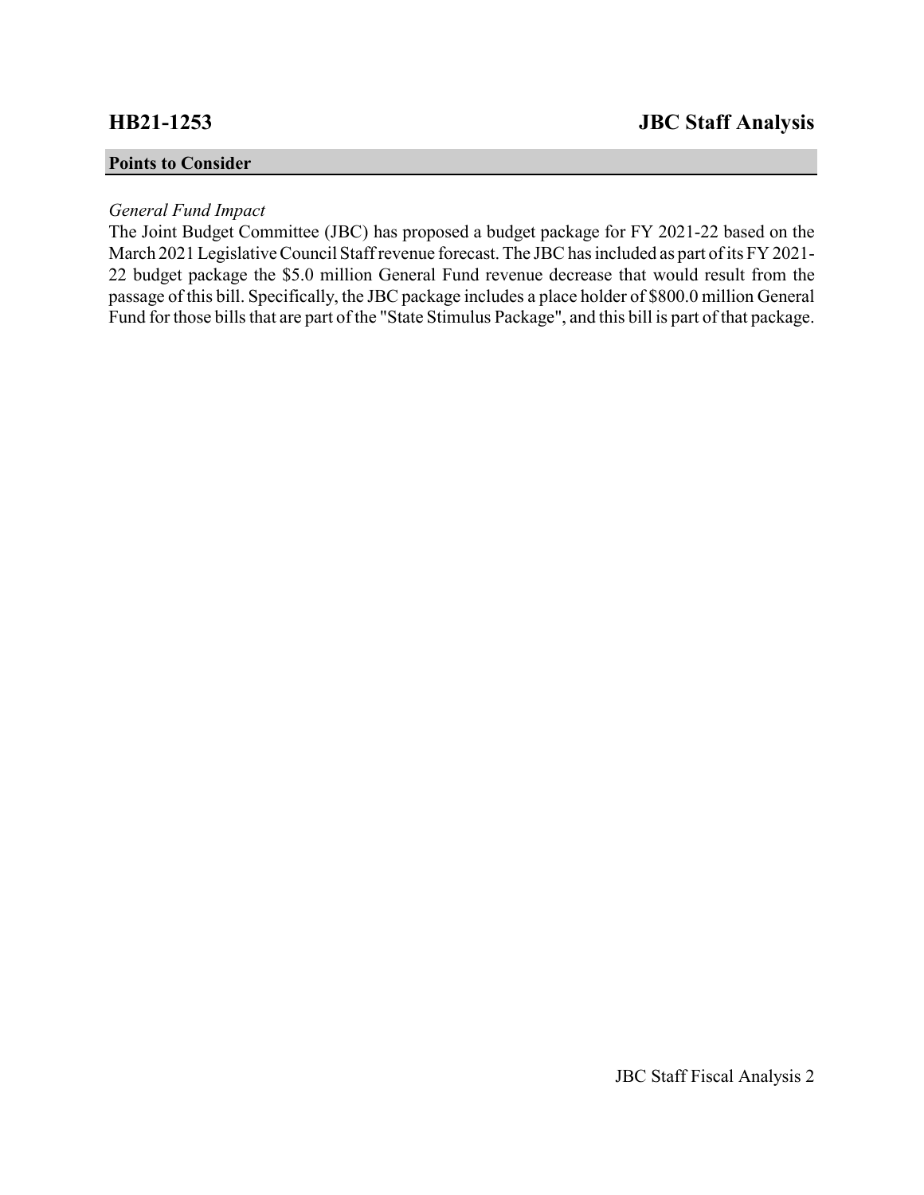## Points to Consider

*General Fund Impact*

The Joint Budget Committee (JBC) has proposed a budget package for FY 2021-22 based on the March 2021 Legislative Council Staff revenue forecast. The JBC has included as part of its FY 2021-22 budget package the $5.0 million General Fund revenue decrease that would result from the passage of this bill. Specifically, the JBC package includes a place holder of $800.0 million General Fund for those bills that are part of the "State Stimulus Package", and this bill is part of that package.